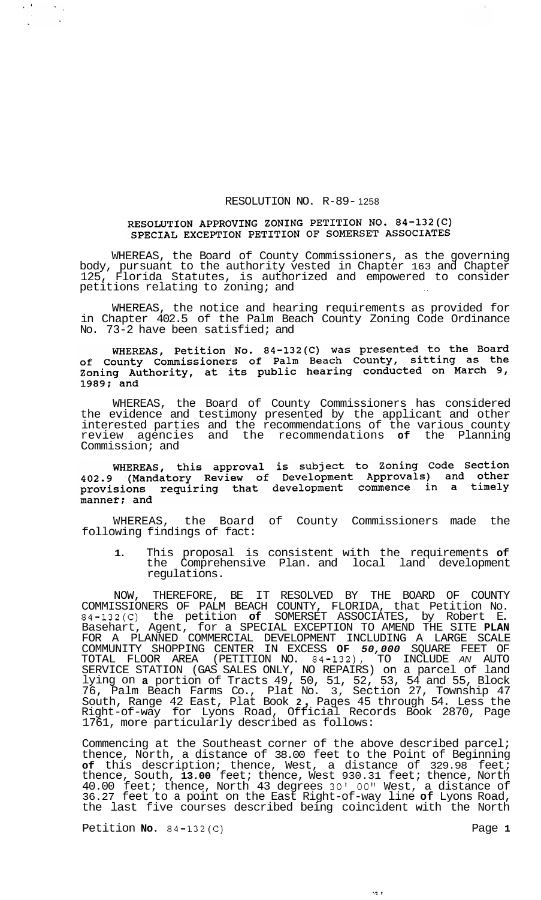RESOLUTION NO. R-89-1258

**RESOLUTION APPROVING ZONING PETITION NO. 84-132(C) SPECIAL EXCEPTION PETITION OF SOMERSET ASSOCIATES**

WHEREAS, the Board of County Commissioners, as the governing body, pursuant to the authority vested in Chapter 163 and Chapter 125, Florida Statutes, is authorized and empowered to consider petitions relating to zoning; and

WHEREAS, the notice and hearing requirements as provided for in Chapter 402.5 of the Palm Beach County Zoning Code Ordinance No. 73-2 have been satisfied; and

**WHEREAS, Petition No. 84-132(C) was presented to the Board of County Commissioners of Palm Beach County, sitting as the Zoning Authority, at its public hearing conducted on March 9, 1989; and**

WHEREAS, the Board of County Commissioners has considered the evidence and testimony presented by the applicant and other interested parties and the recommendations of the various county review agencies and the recommendations **of** the Planning Commission; and

**WHEREAS, this approval is subject to Zoning Code Section 402.9 (Mandatory Review of Development Approvals) and other provisions requiring that development commence in a timely manner; and**

WHEREAS, the Board of County Commissioners made the following findings of fact:

1. This proposal is consistent with the requirements **of** the Comprehensive Plan. and local land development regulations.

NOW, THEREFORE, BE IT RESOLVED BY THE BOARD OF COUNTY COMMISSIONERS OF PALM BEACH COUNTY, FLORIDA, that Petition No. 84-132(C) the petition **of** SOMERSET ASSOCIATES, by Robert E. Basehart, Agent, for a SPECIAL EXCEPTION TO AMEND THE SITE **PLAN** FOR A PLANNED COMMERCIAL DEVELOPMENT INCLUDING A LARGE SCALE COMMUNITY SHOPPING CENTER IN EXCESS **OF** ***50,000*** SQUARE FEET OF TOTAL FLOOR AREA (PETITION NO. 84-132), TO INCLUDE *AN* AUTO SERVICE STATION (GAS SALES ONLY, NO REPAIRS) on a parcel of land lying on **a** portion of Tracts 49, 50, 51, 52, 53, 54 and 55, Block 76, Palm Beach Farms Co., Plat No. 3, Section 27, Township 47 South, Range 42 East, Plat Book **2**, Pages 45 through 54. Less the Right-of-way for Lyons Road, Official Records Book 2870, Page 1761, more particularly described as follows:

Commencing at the Southeast corner of the above described parcel; thence, North, a distance of 38.00 feet to the Point of Beginning **of** this description; thence, West, a distance of 329.98 feet; thence, South, **13.00** feet; thence, West 930.31 feet; thence, North 40.00 feet; thence, North 43 degrees 30' 00" West, a distance of 36.27 feet to a point on the East Right-of-way line **of** Lyons Road, the last five courses described being coincident with the North

Petition **No.** 84-132(C)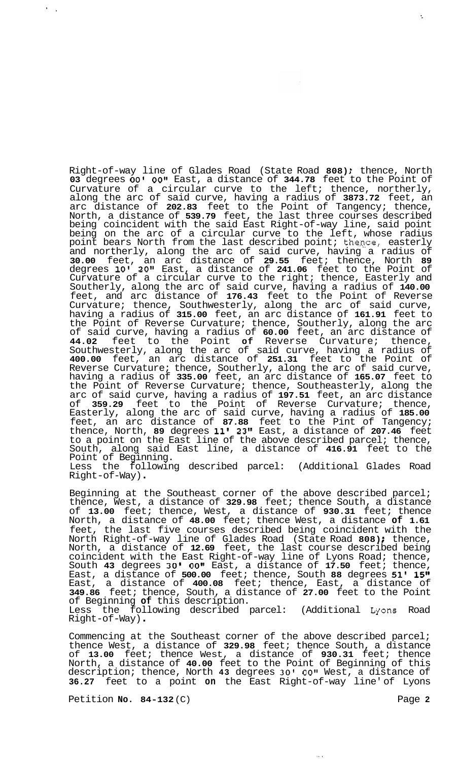Right-of-way line of Glades Road (State Road **808)**; thence, North **03** degrees **00' 00"** East, a distance of **344.78** feet to the Point of Curvature of a circular curve to the left; thence, northerly, along the arc of said curve, having a radius of **3873.72** feet, an arc distance of **202.83** feet to the Point of Tangency; thence, North, a distance of **539.79** feet, the last three courses described being coincident with the said East Right-of-way line, said point being on the arc of a circular curve to the left, whose radius point bears North from the last described point; thence, easterly and northerly, along the arc of said curve, having a radius of **30.00** feet, an arc distance of **29.55** feet; thence, North **89** degrees **10' 20"** East, a distance of **241.06** feet to the Point of Curvature of a circular curve to the right; thence, Easterly and Southerly, along the arc of said curve, having a radius of **140.00** feet, and arc distance of **176.43** feet to the Point of Reverse Curvature; thence, Southwesterly, along the arc of said curve, having a radius of **315.00** feet, an arc distance of **161.91** feet to the Point of Reverse Curvature; thence, Southerly, along the arc of said curve, having a radius of **60.00** feet, an arc distance of **44.02** feet to the Point **of** Reverse Curvature; thence, Southwesterly, along the arc of said curve, having a radius of **400.00** feet, an arc distance of **251.31** feet to the Point of Reverse Curvature; thence, Southerly, along the arc of said curve, having a radius of **335.00** feet, an arc distance of **165.07** feet to the Point of Reverse Curvature; thence, Southeasterly, along the arc of said curve, having a radius of **197.51** feet, an arc distance of **359.29** feet to the Point of Reverse Curvature; thence, Easterly, along the arc of said curve, having a radius of **185.00** feet, an arc distance of **87.88** feet to the Pint of Tangency; thence, North, **89** degrees **11' 23"** East, a distance of **207.46** feet to a point on the East line of the above described parcel; thence, South, along said East line, a distance of **416.91** feet to the Point of Beginning.
Less the following described parcel: (Additional Glades Road Right-of-Way).

Beginning at the Southeast corner of the above described parcel; thence, West, a distance of **329.98** feet; thence South, a distance of **13.00** feet; thence, West, a distance of **930.31** feet; thence North, a distance of **48.00** feet; thence West, a distance **of 1.61** feet, the last five courses described being coincident with the North Right-of-way line of Glades Road (State Road **808)**; thence, North, a distance of **12.69** feet, the last course described being coincident with the East Right-of-way line of Lyons Road; thence, South **43** degrees **30' 00"** East, a distance of **17.50** feet; thence, East, a distance of **500.00** feet; thence, South **88** degrees **51' 15"** East, a distance of **400.08** feet; thence, East, a distance of **349.86** feet; thence, South, a distance of **27.00** feet to the Point of Beginning **of** this description.
Less the following described parcel: (Additional Lyons Road Right-of-Way).

Commencing at the Southeast corner of the above described parcel; thence West, a distance of **329.98** feet; thence South, a distance of **13.00** feet; thence West, a distance of **930.31** feet; thence North, a distance of **40.00** feet to the Point of Beginning of this description; thence, North **43** degrees **30' 00"** West, a distance of **36.27** feet to a point **on** the East Right-of-way line of Lyons

Petition **No. 84-132** (C)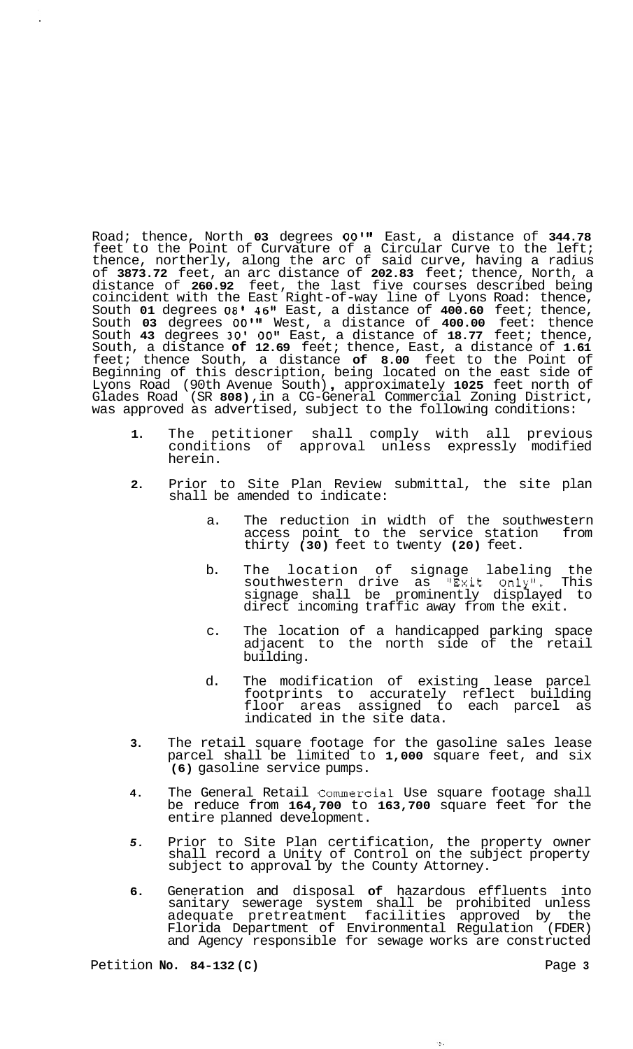Road; thence, North 03 degrees 00'" East, a distance of 344.78 feet to the Point of Curvature of a Circular Curve to the left; thence, northerly, along the arc of said curve, having a radius of 3873.72 feet, an arc distance of 202.83 feet; thence, North, a distance of 260.92 feet, the last five courses described being coincident with the East Right-of-way line of Lyons Road: thence, South 01 degrees 08' 46" East, a distance of 400.60 feet; thence, South 03 degrees 00'" West, a distance of 400.00 feet: thence South 43 degrees 30' 00" East, a distance of 18.77 feet; thence, South, a distance of 12.69 feet; thence, East, a distance of 1.61 feet; thence South, a distance of 8.00 feet to the Point of Beginning of this description, being located on the east side of Lyons Road (90th Avenue South), approximately 1025 feet north of Glades Road (SR 808), in a CG-General Commercial Zoning District, was approved as advertised, subject to the following conditions:

1. The petitioner shall comply with all previous conditions of approval unless expressly modified herein.

2. Prior to Site Plan Review submittal, the site plan shall be amended to indicate:

   a. The reduction in width of the southwestern access point to the service station from thirty (30) feet to twenty (20) feet.

   b. The location of signage labeling the southwestern drive as "Exit Only". This signage shall be prominently displayed to direct incoming traffic away from the exit.

   c. The location of a handicapped parking space adjacent to the north side of the retail building.

   d. The modification of existing lease parcel footprints to accurately reflect building floor areas assigned to each parcel as indicated in the site data.

3. The retail square footage for the gasoline sales lease parcel shall be limited to 1,000 square feet, and six (6) gasoline service pumps.

4. The General Retail Commercial Use square footage shall be reduce from 164,700 to 163,700 square feet for the entire planned development.

5. Prior to Site Plan certification, the property owner shall record a Unity of Control on the subject property subject to approval by the County Attorney.

6. Generation and disposal of hazardous effluents into sanitary sewerage system shall be prohibited unless adequate pretreatment facilities approved by the Florida Department of Environmental Regulation (FDER) and Agency responsible for sewage works are constructed

Petition No. 84-132(C)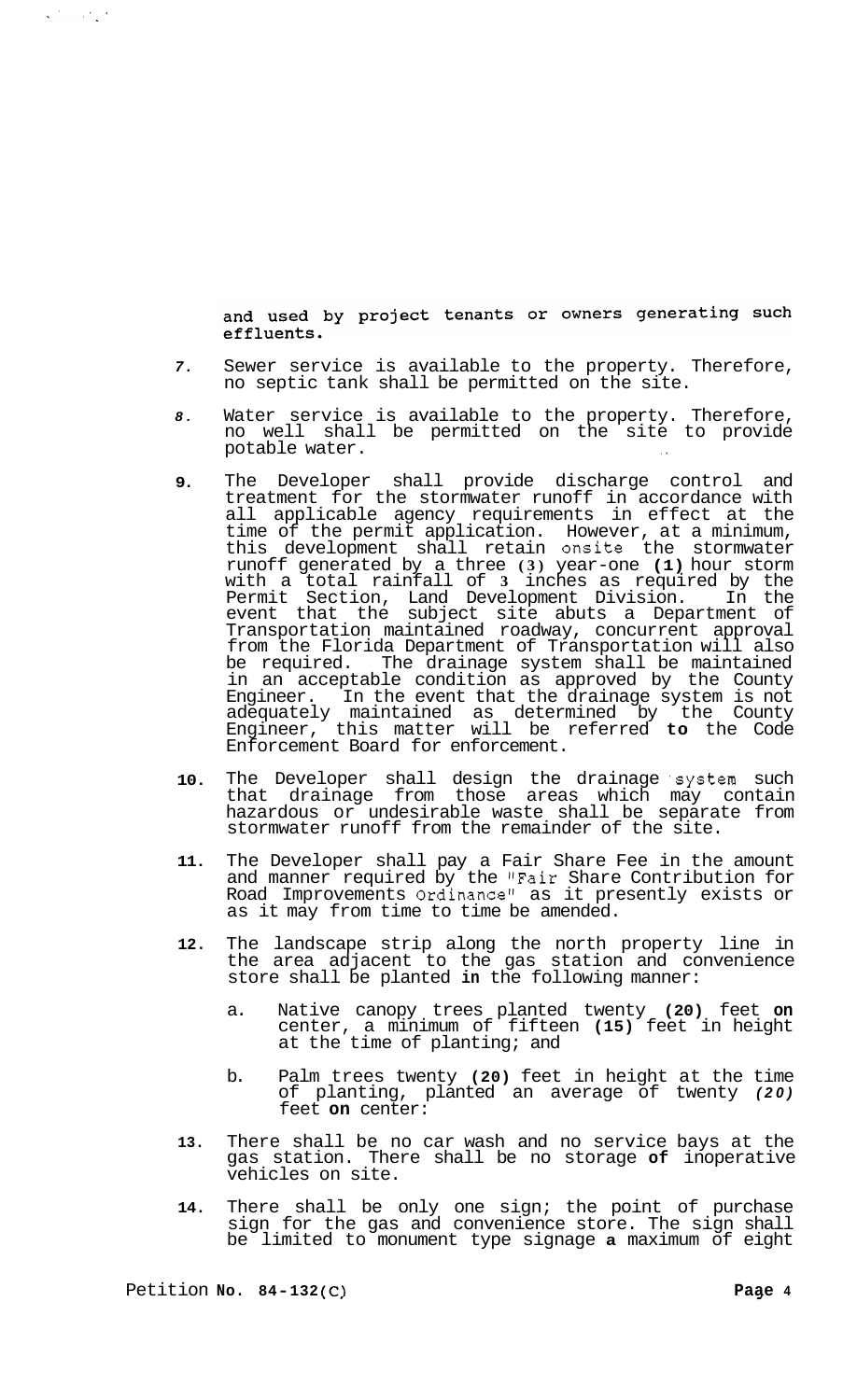and used by project tenants or owners generating such effluents.

7. Sewer service is available to the property. Therefore, no septic tank shall be permitted on the site.

8. Water service is available to the property. Therefore, no well shall be permitted on the site to provide potable water.

9. The Developer shall provide discharge control and treatment for the stormwater runoff in accordance with all applicable agency requirements in effect at the time of the permit application. However, at a minimum, this development shall retain onsite the stormwater runoff generated by a three (3) year-one (1) hour storm with a total rainfall of 3 inches as required by the Permit Section, Land Development Division. In the event that the subject site abuts a Department of Transportation maintained roadway, concurrent approval from the Florida Department of Transportation will also be required. The drainage system shall be maintained in an acceptable condition as approved by the County Engineer. In the event that the drainage system is not adequately maintained as determined by the County Engineer, this matter will be referred to the Code Enforcement Board for enforcement.

10. The Developer shall design the drainage system such that drainage from those areas which may contain hazardous or undesirable waste shall be separate from stormwater runoff from the remainder of the site.

11. The Developer shall pay a Fair Share Fee in the amount and manner required by the "Fair Share Contribution for Road Improvements Ordinance" as it presently exists or as it may from time to time be amended.

12. The landscape strip along the north property line in the area adjacent to the gas station and convenience store shall be planted in the following manner:

    a. Native canopy trees planted twenty (20) feet on center, a minimum of fifteen (15) feet in height at the time of planting; and

    b. Palm trees twenty (20) feet in height at the time of planting, planted an average of twenty (20) feet on center:

13. There shall be no car wash and no service bays at the gas station. There shall be no storage of inoperative vehicles on site.

14. There shall be only one sign; the point of purchase sign for the gas and convenience store. The sign shall be limited to monument type signage a maximum of eight

Petition No. 84-132(C)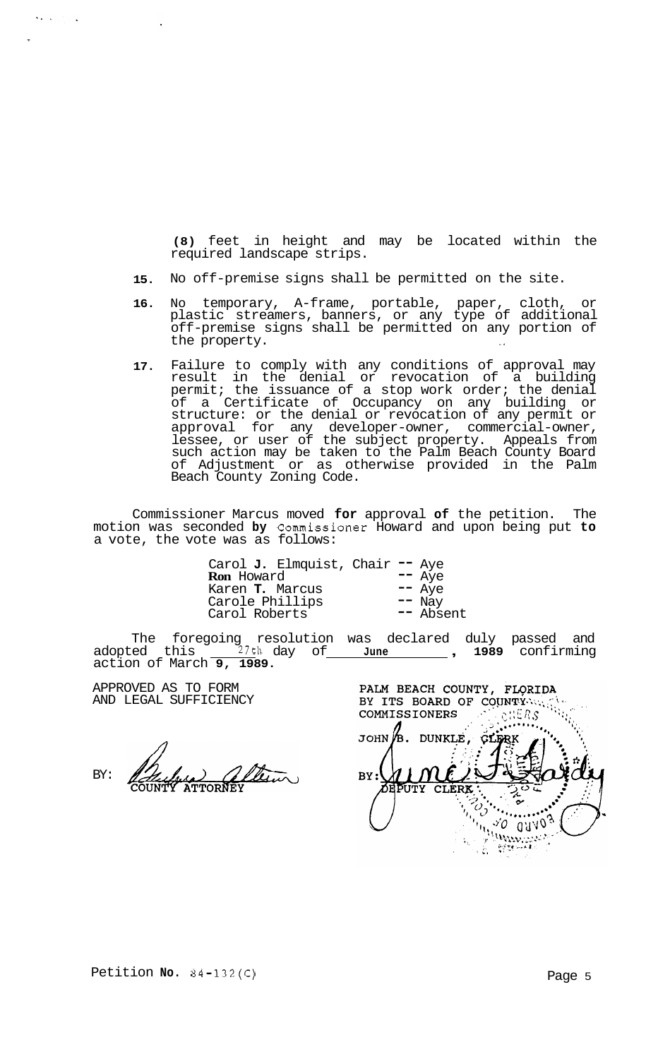(8) feet in height and may be located within the required landscape strips.

15. No off-premise signs shall be permitted on the site.

16. No temporary, A-frame, portable, paper, cloth, or plastic streamers, banners, or any type of additional off-premise signs shall be permitted on any portion of the property.

17. Failure to comply with any conditions of approval may result in the denial or revocation of a building permit; the issuance of a stop work order; the denial of a Certificate of Occupancy on any building or structure: or the denial or revocation of any permit or approval for any developer-owner, commercial-owner, lessee, or user of the subject property. Appeals from such action may be taken to the Palm Beach County Board of Adjustment or as otherwise provided in the Palm Beach County Zoning Code.

Commissioner Marcus moved **for** approval **of** the petition. The motion was seconded **by** Commissioner Howard and upon being put **to** a vote, the vote was as follows:

| | |
|---|---|
| Carol **J.** Elmquist, Chair | -- Aye |
| **Ron** Howard | -- Aye |
| Karen **T.** Marcus | -- Aye |
| Carole Phillips | -- Nay |
| Carol Roberts | -- Absent |

The foregoing resolution was declared duly passed and adopted this 27th day of **June**, **1989** confirming action of March **9, 1989**.

APPROVED AS TO FORM AND LEGAL SUFFICIENCY

BY: COUNTY ATTORNEY

PALM BEACH COUNTY, FLORIDA
BY ITS BOARD OF COUNTY COMMISSIONERS

JOHN B. DUNKLE, CLERK

BY: DEPUTY CLERK

Petition **No.** 84-132(C)